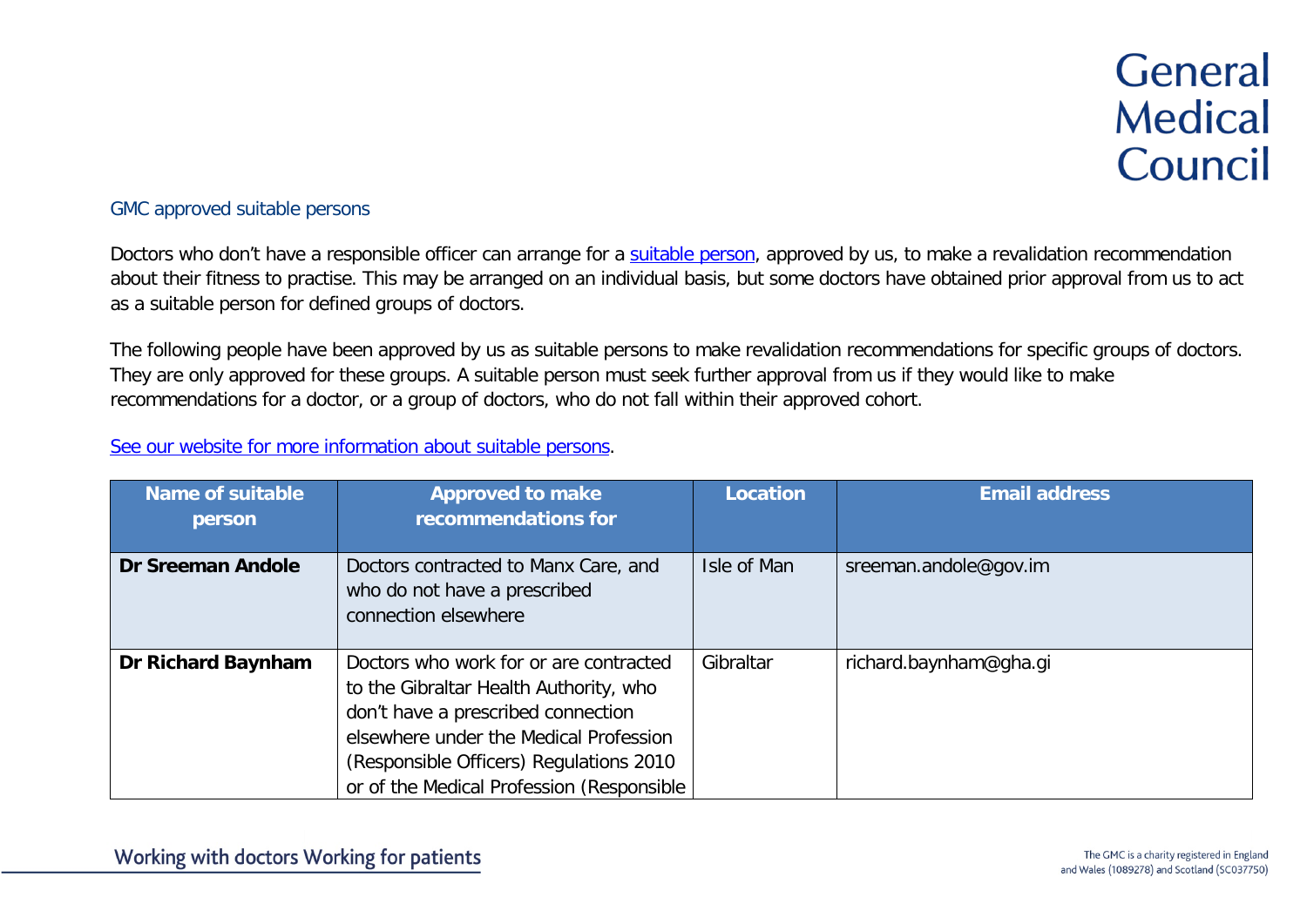# General Medical Council

## GMC approved suitable persons

Doctors who don't have a responsible officer can arrange for a [suitable person](#), approved by us, to make a revalidation recommendation about their fitness to practise. This may be arranged on an individual basis, but some doctors have obtained prior approval from us to act as a suitable person for defined groups of doctors.

The following people have been approved by us as suitable persons to make revalidation recommendations for specific groups of doctors. They are only approved for these groups. A suitable person must seek further approval from us if they would like to make recommendations for a doctor, or a group of doctors, who do not fall within their approved cohort.

[See our website for more information about suitable persons](#).

| Name of suitable person | Approved to make recommendations for | Location | Email address |
| --- | --- | --- | --- |
| **Dr Sreeman Andole** | Doctors contracted to Manx Care, and who do not have a prescribed connection elsewhere | Isle of Man | sreeman.andole@gov.im |
| **Dr Richard Baynham** | Doctors who work for or are contracted to the Gibraltar Health Authority, who don't have a prescribed connection elsewhere under the Medical Profession (Responsible Officers) Regulations 2010 or of the Medical Profession (Responsible | Gibraltar | richard.baynham@gha.gi |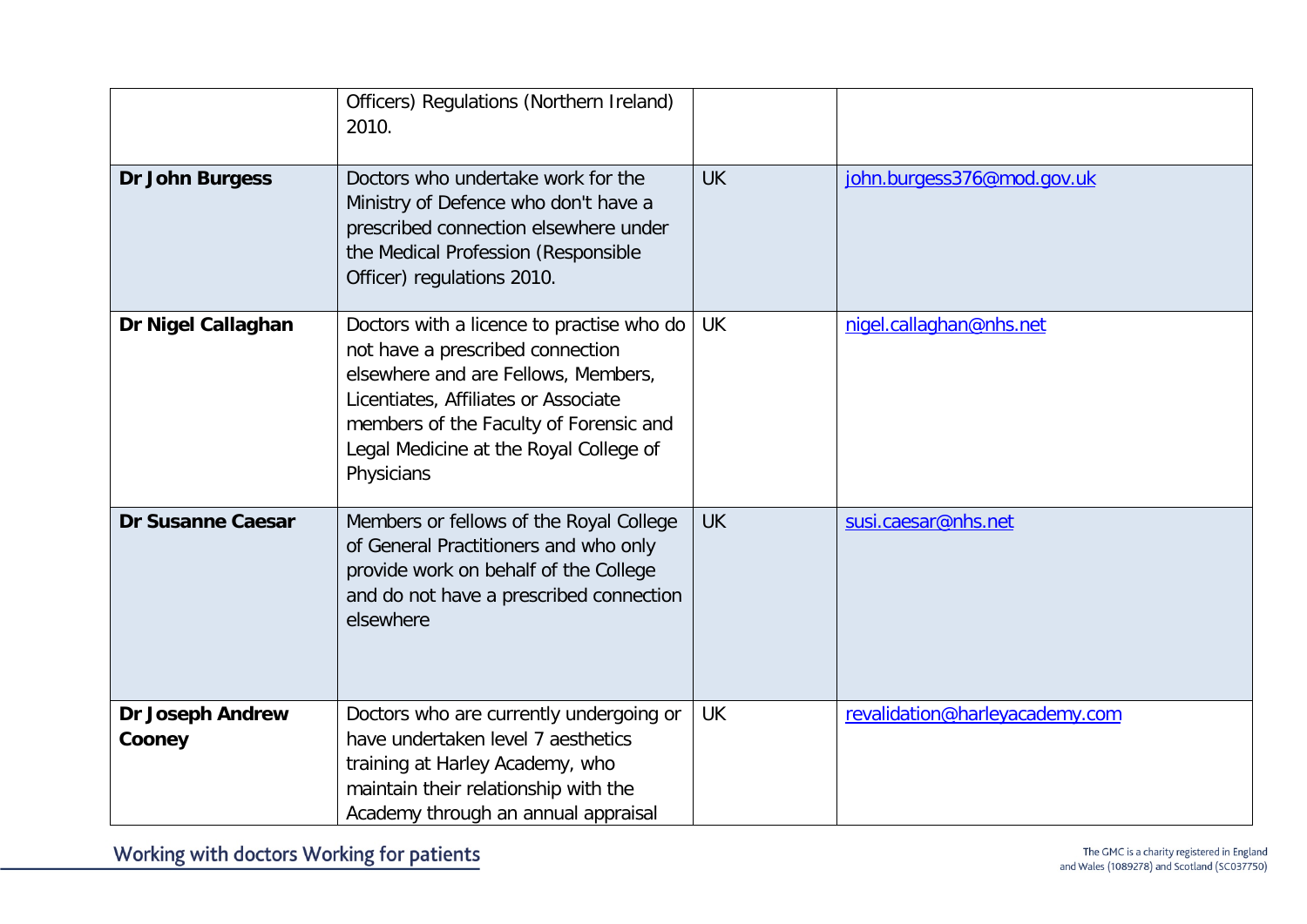| | | | |
|---|---|---|---|
| | Officers) Regulations (Northern Ireland) 2010. | | |
| **Dr John Burgess** | Doctors who undertake work for the Ministry of Defence who don't have a prescribed connection elsewhere under the Medical Profession (Responsible Officer) regulations 2010. | UK | john.burgess376@mod.gov.uk |
| **Dr Nigel Callaghan** | Doctors with a licence to practise who do not have a prescribed connection elsewhere and are Fellows, Members, Licentiates, Affiliates or Associate members of the Faculty of Forensic and Legal Medicine at the Royal College of Physicians | UK | nigel.callaghan@nhs.net |
| **Dr Susanne Caesar** | Members or fellows of the Royal College of General Practitioners and who only provide work on behalf of the College and do not have a prescribed connection elsewhere | UK | susi.caesar@nhs.net |
| **Dr Joseph Andrew Cooney** | Doctors who are currently undergoing or have undertaken level 7 aesthetics training at Harley Academy, who maintain their relationship with the Academy through an annual appraisal | UK | revalidation@harleyacademy.com |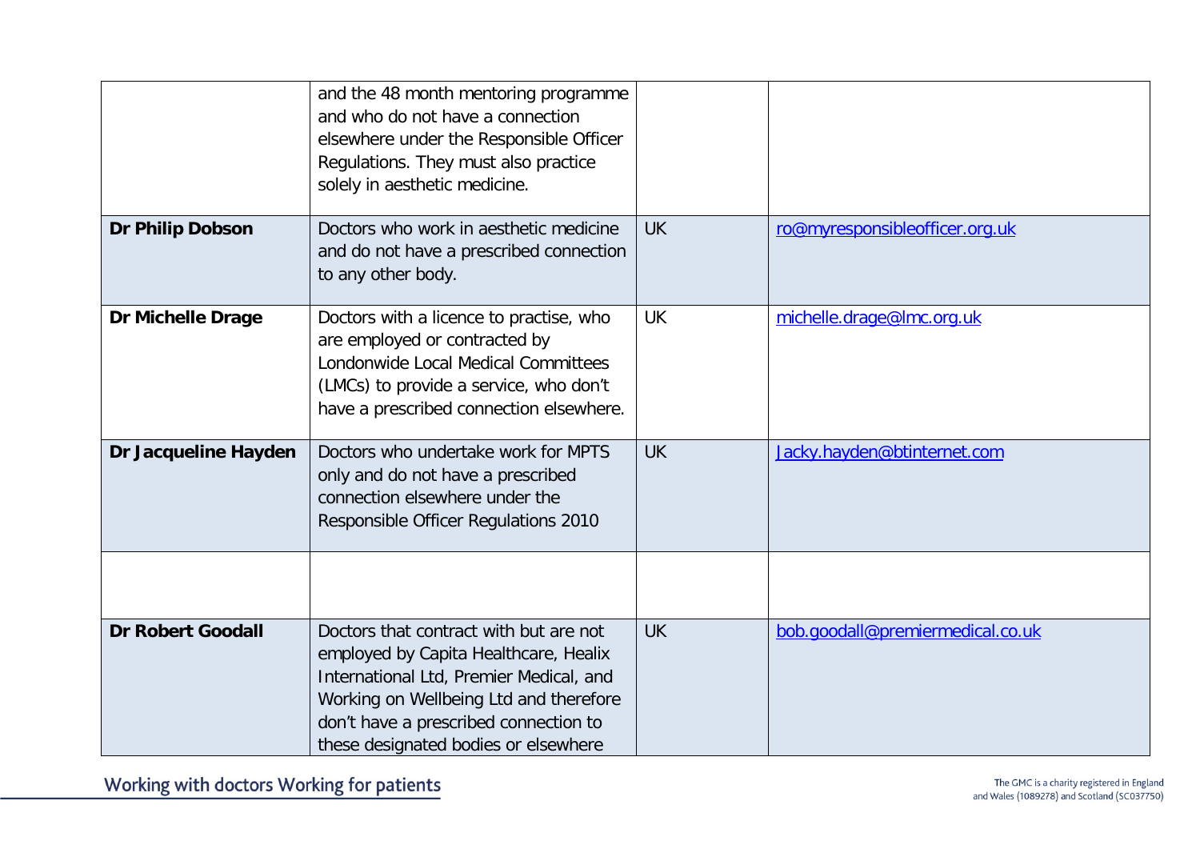|  |  |  |  |
|---|---|---|---|
|  | and the 48 month mentoring programme and who do not have a connection elsewhere under the Responsible Officer Regulations. They must also practice solely in aesthetic medicine. |  |  |
| **Dr Philip Dobson** | Doctors who work in aesthetic medicine and do not have a prescribed connection to any other body. | UK | ro@myresponsibleofficer.org.uk |
| **Dr Michelle Drage** | Doctors with a licence to practise, who are employed or contracted by Londonwide Local Medical Committees (LMCs) to provide a service, who don't have a prescribed connection elsewhere. | UK | michelle.drage@lmc.org.uk |
| **Dr Jacqueline Hayden** | Doctors who undertake work for MPTS only and do not have a prescribed connection elsewhere under the Responsible Officer Regulations 2010 | UK | Jacky.hayden@btinternet.com |
|  |  |  |  |
| **Dr Robert Goodall** | Doctors that contract with but are not employed by Capita Healthcare, Healix International Ltd, Premier Medical, and Working on Wellbeing Ltd and therefore don't have a prescribed connection to these designated bodies or elsewhere | UK | bob.goodall@premiermedical.co.uk |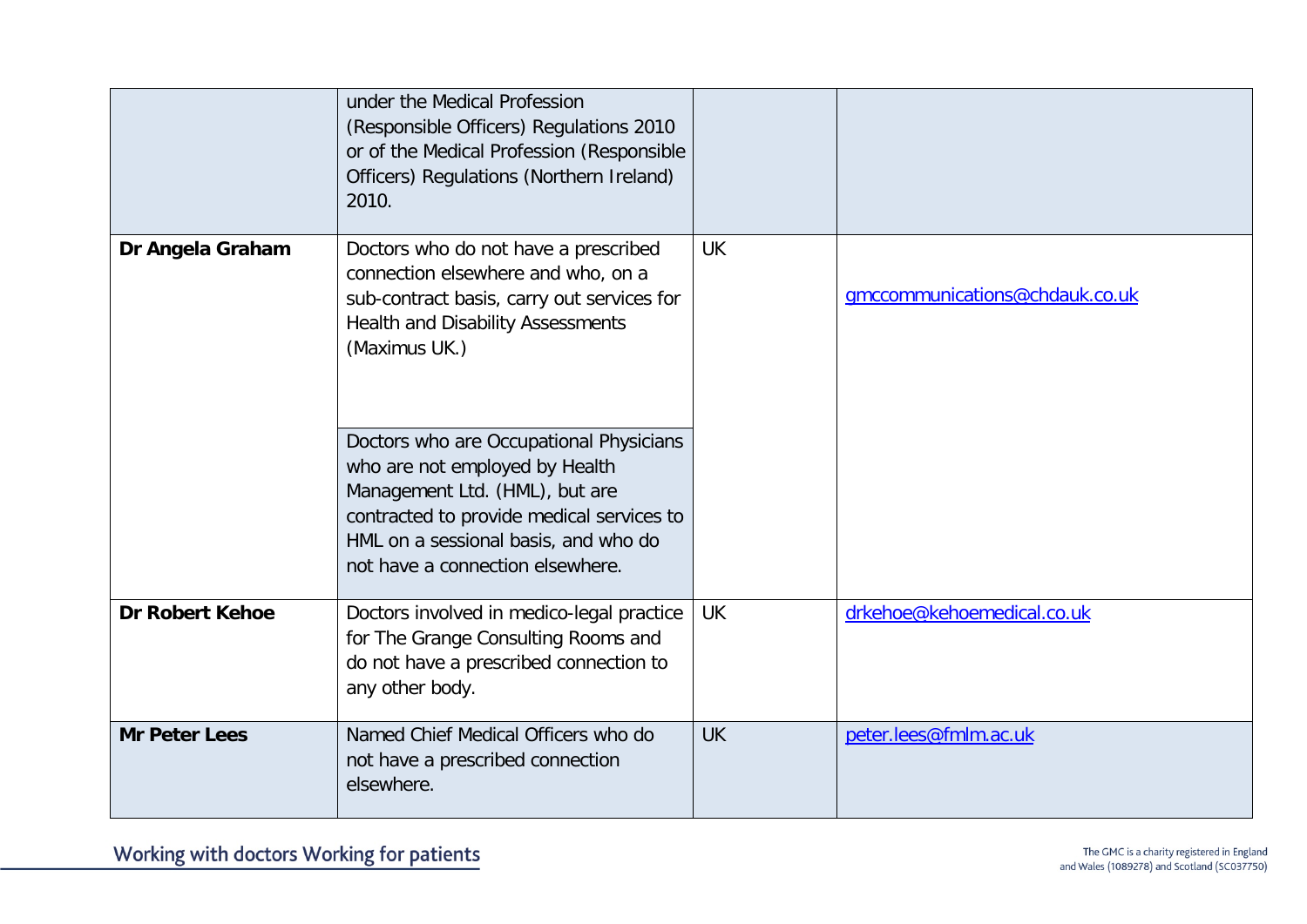| | | | |
|---|---|---|---|
| | under the Medical Profession (Responsible Officers) Regulations 2010 or of the Medical Profession (Responsible Officers) Regulations (Northern Ireland) 2010. | | |
| **Dr Angela Graham** | Doctors who do not have a prescribed connection elsewhere and who, on a sub-contract basis, carry out services for Health and Disability Assessments (Maximus UK.) | UK | gmccommunications@chdauk.co.uk |
| | Doctors who are Occupational Physicians who are not employed by Health Management Ltd. (HML), but are contracted to provide medical services to HML on a sessional basis, and who do not have a connection elsewhere. | | |
| **Dr Robert Kehoe** | Doctors involved in medico-legal practice for The Grange Consulting Rooms and do not have a prescribed connection to any other body. | UK | drkehoe@kehoemedical.co.uk |
| **Mr Peter Lees** | Named Chief Medical Officers who do not have a prescribed connection elsewhere. | UK | peter.lees@fmlm.ac.uk |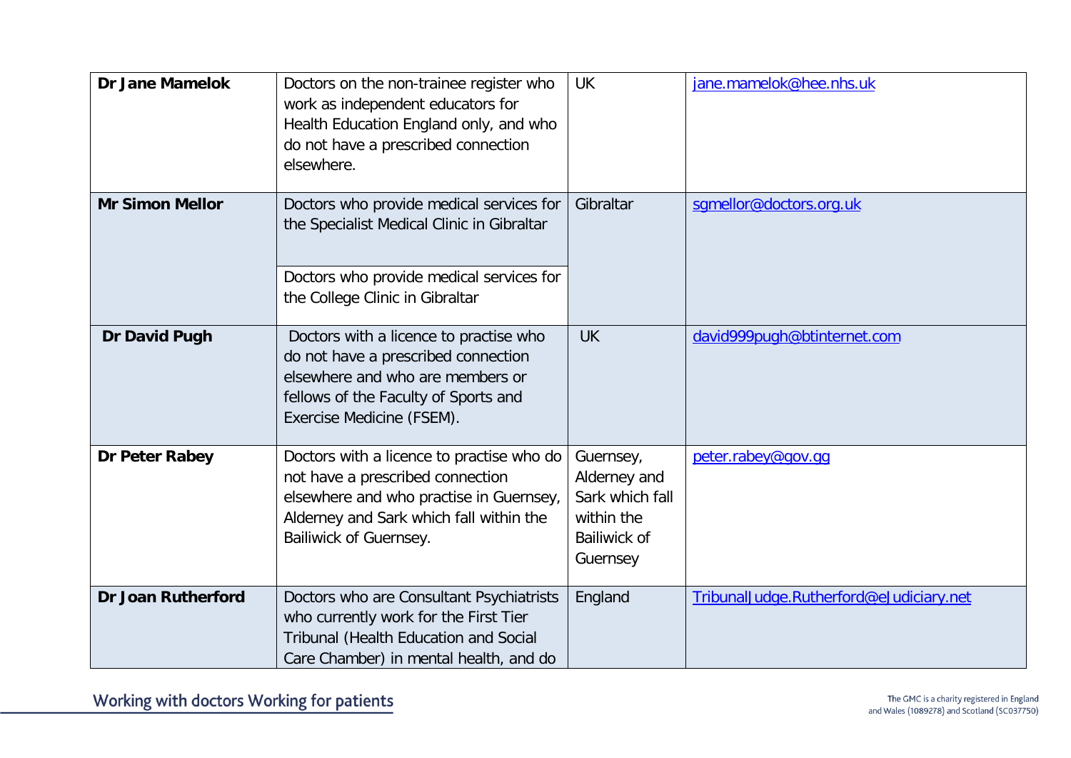| | | | |
|---|---|---|---|
| **Dr Jane Mamelok** | Doctors on the non-trainee register who work as independent educators for Health Education England only, and who do not have a prescribed connection elsewhere. | UK | jane.mamelok@hee.nhs.uk |
| **Mr Simon Mellor** | Doctors who provide medical services for the Specialist Medical Clinic in Gibraltar<br><br>Doctors who provide medical services for the College Clinic in Gibraltar | Gibraltar | sgmellor@doctors.org.uk |
| **Dr David Pugh** | Doctors with a licence to practise who do not have a prescribed connection elsewhere and who are members or fellows of the Faculty of Sports and Exercise Medicine (FSEM). | UK | david999pugh@btinternet.com |
| **Dr Peter Rabey** | Doctors with a licence to practise who do not have a prescribed connection elsewhere and who practise in Guernsey, Alderney and Sark which fall within the Bailiwick of Guernsey. | Guernsey, Alderney and Sark which fall within the Bailiwick of Guernsey | peter.rabey@gov.gg |
| **Dr Joan Rutherford** | Doctors who are Consultant Psychiatrists who currently work for the First Tier Tribunal (Health Education and Social Care Chamber) in mental health, and do | England | TribunalJudge.Rutherford@eJudiciary.net |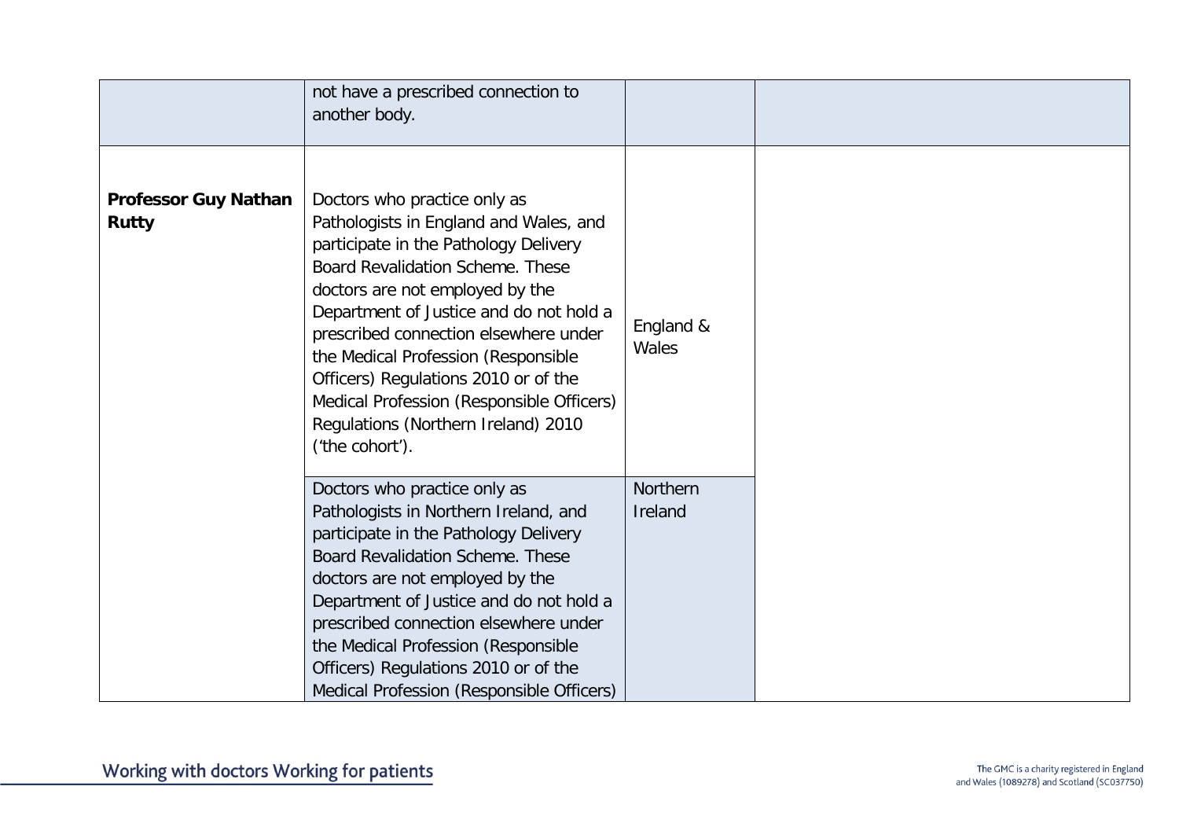| | | | |
|---|---|---|---|
| | not have a prescribed connection to another body. | | |
| **Professor Guy Nathan Rutty** | Doctors who practice only as Pathologists in England and Wales, and participate in the Pathology Delivery Board Revalidation Scheme. These doctors are not employed by the Department of Justice and do not hold a prescribed connection elsewhere under the Medical Profession (Responsible Officers) Regulations 2010 or of the Medical Profession (Responsible Officers) Regulations (Northern Ireland) 2010 ('the cohort'). | England & Wales | |
| | Doctors who practice only as Pathologists in Northern Ireland, and participate in the Pathology Delivery Board Revalidation Scheme. These doctors are not employed by the Department of Justice and do not hold a prescribed connection elsewhere under the Medical Profession (Responsible Officers) Regulations 2010 or of the Medical Profession (Responsible Officers) | Northern Ireland | |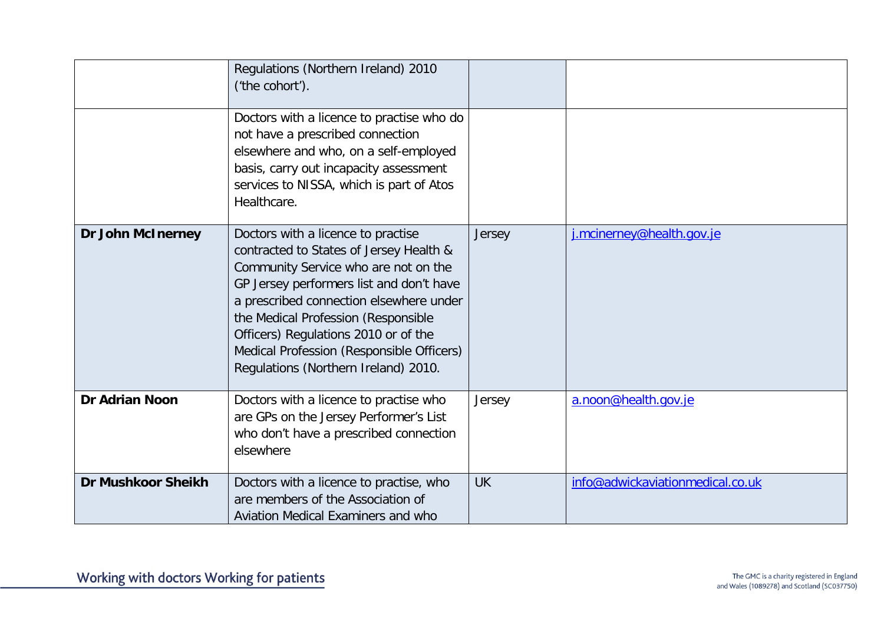| | | | |
|---|---|---|---|
| | Regulations (Northern Ireland) 2010 ('the cohort'). | | |
| | Doctors with a licence to practise who do not have a prescribed connection elsewhere and who, on a self-employed basis, carry out incapacity assessment services to NISSA, which is part of Atos Healthcare. | | |
| **Dr John McInerney** | Doctors with a licence to practise contracted to States of Jersey Health & Community Service who are not on the GP Jersey performers list and don't have a prescribed connection elsewhere under the Medical Profession (Responsible Officers) Regulations 2010 or of the Medical Profession (Responsible Officers) Regulations (Northern Ireland) 2010. | Jersey | j.mcinerney@health.gov.je |
| **Dr Adrian Noon** | Doctors with a licence to practise who are GPs on the Jersey Performer's List who don't have a prescribed connection elsewhere | Jersey | a.noon@health.gov.je |
| **Dr Mushkoor Sheikh** | Doctors with a licence to practise, who are members of the Association of Aviation Medical Examiners and who | UK | info@adwickaviationmedical.co.uk |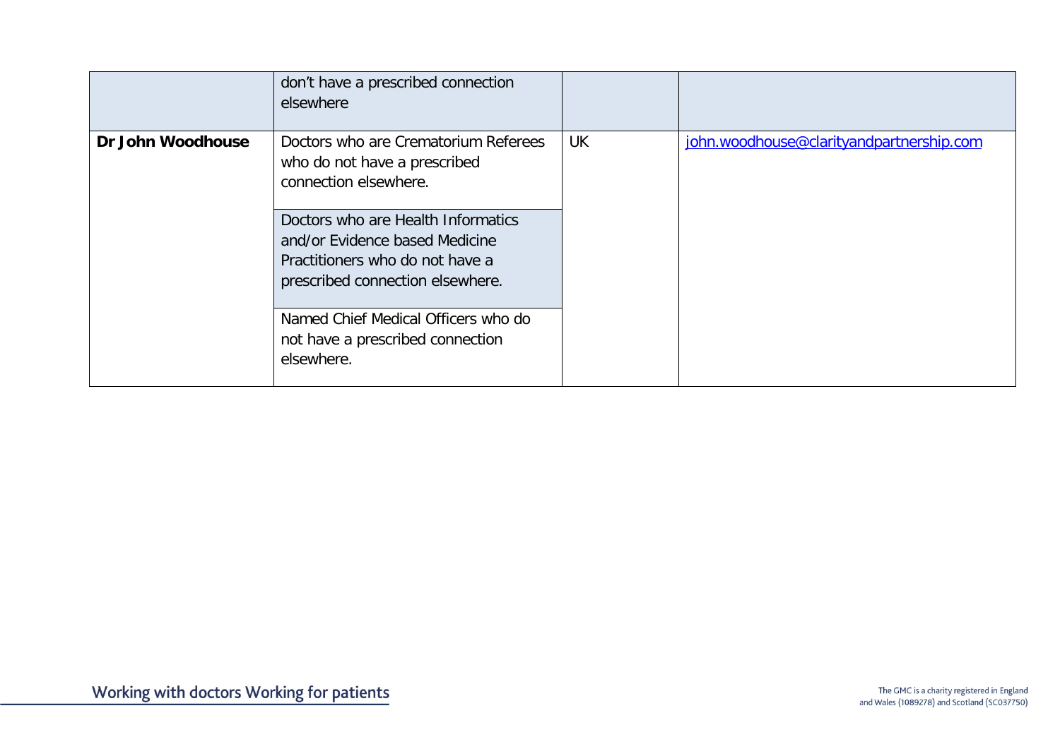| | | | |
|---|---|---|---|
| | don't have a prescribed connection elsewhere | | |
| **Dr John Woodhouse** | Doctors who are Crematorium Referees who do not have a prescribed connection elsewhere. | UK | john.woodhouse@clarityandpartnership.com |
| | Doctors who are Health Informatics and/or Evidence based Medicine Practitioners who do not have a prescribed connection elsewhere. | | |
| | Named Chief Medical Officers who do not have a prescribed connection elsewhere. | | |